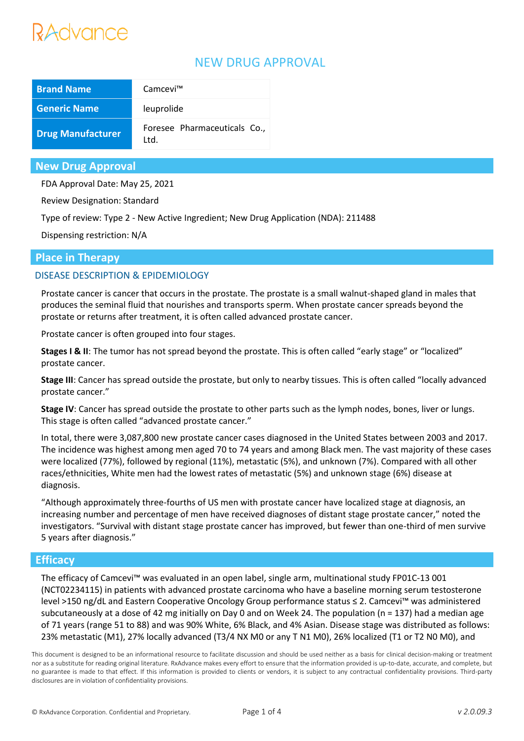# NEW DRUG APPROVAL

| Brand Name | Camcevi™ |
|---|---|
| Generic Name | leuprolide |
| Drug Manufacturer | Foresee Pharmaceuticals Co., Ltd. |

## New Drug Approval

FDA Approval Date: May 25, 2021

Review Designation: Standard

Type of review: Type 2 - New Active Ingredient; New Drug Application (NDA): 211488

Dispensing restriction: N/A

## Place in Therapy

### DISEASE DESCRIPTION & EPIDEMIOLOGY

Prostate cancer is cancer that occurs in the prostate. The prostate is a small walnut-shaped gland in males that produces the seminal fluid that nourishes and transports sperm. When prostate cancer spreads beyond the prostate or returns after treatment, it is often called advanced prostate cancer.

Prostate cancer is often grouped into four stages.

**Stages I & II**: The tumor has not spread beyond the prostate. This is often called "early stage" or "localized" prostate cancer.

**Stage III**: Cancer has spread outside the prostate, but only to nearby tissues. This is often called "locally advanced prostate cancer."

**Stage IV**: Cancer has spread outside the prostate to other parts such as the lymph nodes, bones, liver or lungs. This stage is often called "advanced prostate cancer."

In total, there were 3,087,800 new prostate cancer cases diagnosed in the United States between 2003 and 2017. The incidence was highest among men aged 70 to 74 years and among Black men. The vast majority of these cases were localized (77%), followed by regional (11%), metastatic (5%), and unknown (7%). Compared with all other races/ethnicities, White men had the lowest rates of metastatic (5%) and unknown stage (6%) disease at diagnosis.

"Although approximately three-fourths of US men with prostate cancer have localized stage at diagnosis, an increasing number and percentage of men have received diagnoses of distant stage prostate cancer," noted the investigators. "Survival with distant stage prostate cancer has improved, but fewer than one-third of men survive 5 years after diagnosis."

## Efficacy

The efficacy of Camcevi™ was evaluated in an open label, single arm, multinational study FP01C-13 001 (NCT02234115) in patients with advanced prostate carcinoma who have a baseline morning serum testosterone level >150 ng/dL and Eastern Cooperative Oncology Group performance status ≤ 2. Camcevi™ was administered subcutaneously at a dose of 42 mg initially on Day 0 and on Week 24. The population (n = 137) had a median age of 71 years (range 51 to 88) and was 90% White, 6% Black, and 4% Asian. Disease stage was distributed as follows: 23% metastatic (M1), 27% locally advanced (T3/4 NX M0 or any T N1 M0), 26% localized (T1 or T2 N0 M0), and

This document is designed to be an informational resource to facilitate discussion and should be used neither as a basis for clinical decision-making or treatment nor as a substitute for reading original literature. RxAdvance makes every effort to ensure that the information provided is up-to-date, accurate, and complete, but no guarantee is made to that effect. If this information is provided to clients or vendors, it is subject to any contractual confidentiality provisions. Third-party disclosures are in violation of confidentiality provisions.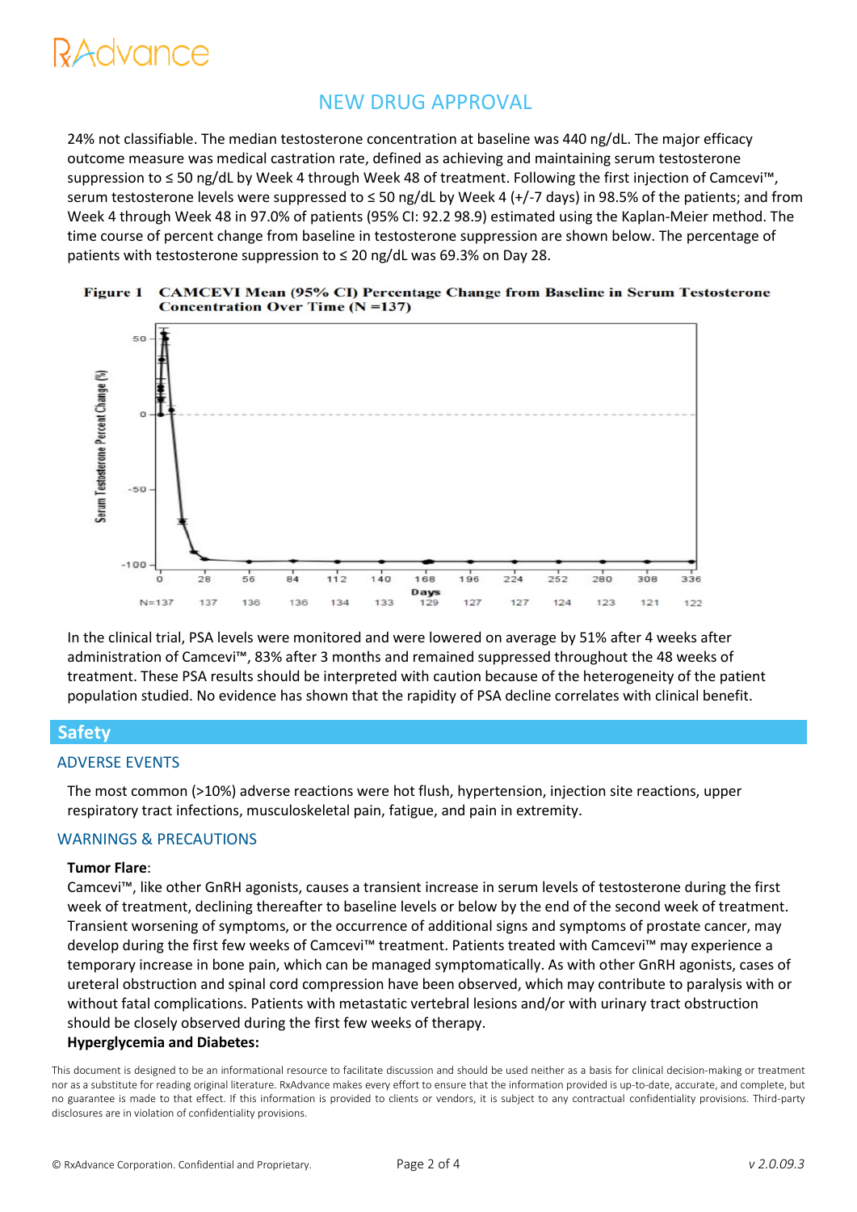# NEW DRUG APPROVAL

24% not classifiable. The median testosterone concentration at baseline was 440 ng/dL. The major efficacy outcome measure was medical castration rate, defined as achieving and maintaining serum testosterone suppression to ≤ 50 ng/dL by Week 4 through Week 48 of treatment. Following the first injection of Camcevi™, serum testosterone levels were suppressed to ≤ 50 ng/dL by Week 4 (+/-7 days) in 98.5% of the patients; and from Week 4 through Week 48 in 97.0% of patients (95% CI: 92.2 98.9) estimated using the Kaplan-Meier method. The time course of percent change from baseline in testosterone suppression are shown below. The percentage of patients with testosterone suppression to ≤ 20 ng/dL was 69.3% on Day 28.

**Figure 1 CAMCEVI Mean (95% CI) Percentage Change from Baseline in Serum Testosterone Concentration Over Time (N =137)**

In the clinical trial, PSA levels were monitored and were lowered on average by 51% after 4 weeks after administration of Camcevi™, 83% after 3 months and remained suppressed throughout the 48 weeks of treatment. These PSA results should be interpreted with caution because of the heterogeneity of the patient population studied. No evidence has shown that the rapidity of PSA decline correlates with clinical benefit.

## Safety

### ADVERSE EVENTS

The most common (>10%) adverse reactions were hot flush, hypertension, injection site reactions, upper respiratory tract infections, musculoskeletal pain, fatigue, and pain in extremity.

### WARNINGS & PRECAUTIONS

**Tumor Flare**:
Camcevi™, like other GnRH agonists, causes a transient increase in serum levels of testosterone during the first week of treatment, declining thereafter to baseline levels or below by the end of the second week of treatment. Transient worsening of symptoms, or the occurrence of additional signs and symptoms of prostate cancer, may develop during the first few weeks of Camcevi™ treatment. Patients treated with Camcevi™ may experience a temporary increase in bone pain, which can be managed symptomatically. As with other GnRH agonists, cases of ureteral obstruction and spinal cord compression have been observed, which may contribute to paralysis with or without fatal complications. Patients with metastatic vertebral lesions and/or with urinary tract obstruction should be closely observed during the first few weeks of therapy.

**Hyperglycemia and Diabetes:**

This document is designed to be an informational resource to facilitate discussion and should be used neither as a basis for clinical decision-making or treatment nor as a substitute for reading original literature. RxAdvance makes every effort to ensure that the information provided is up-to-date, accurate, and complete, but no guarantee is made to that effect. If this information is provided to clients or vendors, it is subject to any contractual confidentiality provisions. Third-party disclosures are in violation of confidentiality provisions.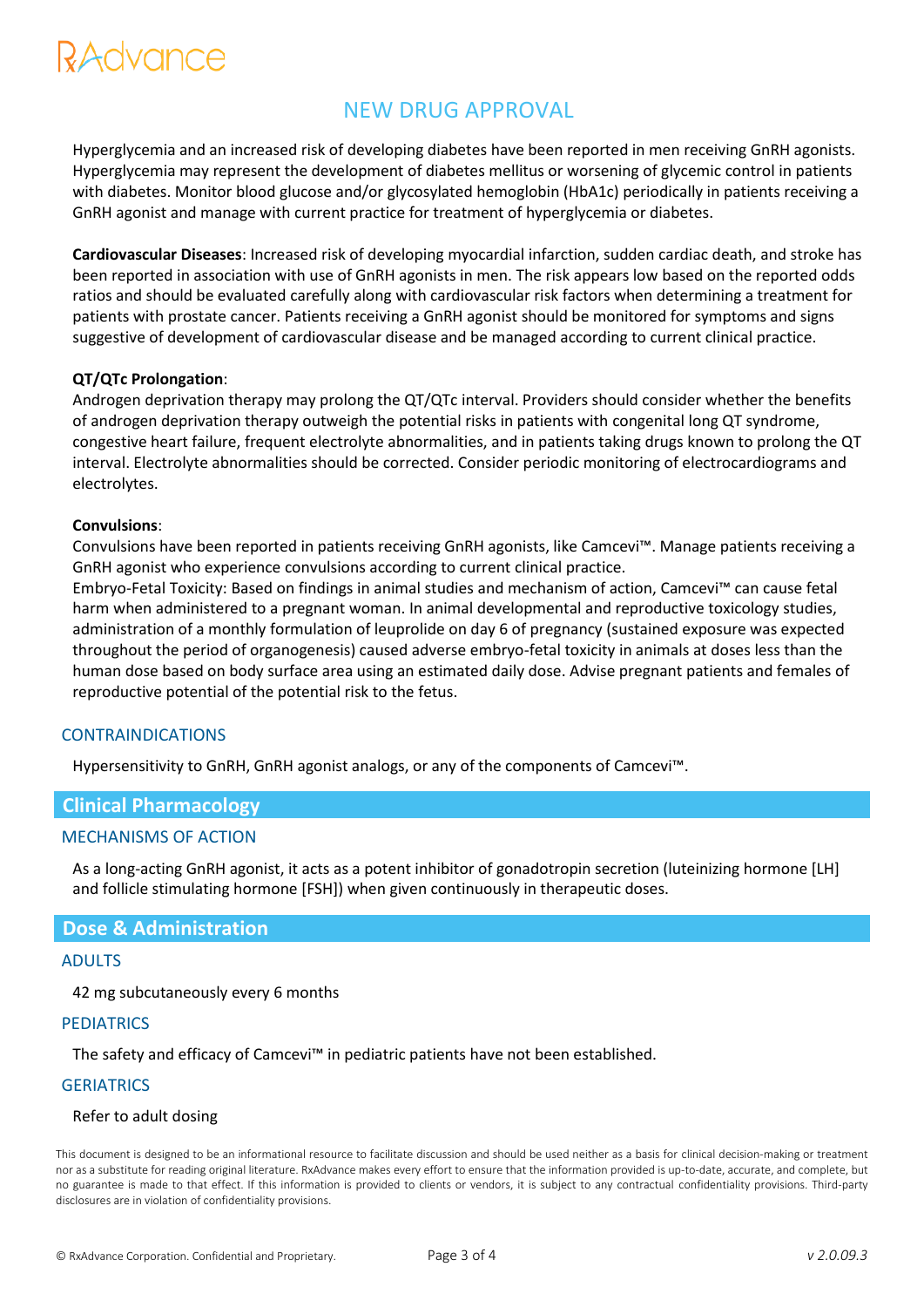Hyperglycemia and an increased risk of developing diabetes have been reported in men receiving GnRH agonists. Hyperglycemia may represent the development of diabetes mellitus or worsening of glycemic control in patients with diabetes. Monitor blood glucose and/or glycosylated hemoglobin (HbA1c) periodically in patients receiving a GnRH agonist and manage with current practice for treatment of hyperglycemia or diabetes.

**Cardiovascular Diseases**: Increased risk of developing myocardial infarction, sudden cardiac death, and stroke has been reported in association with use of GnRH agonists in men. The risk appears low based on the reported odds ratios and should be evaluated carefully along with cardiovascular risk factors when determining a treatment for patients with prostate cancer. Patients receiving a GnRH agonist should be monitored for symptoms and signs suggestive of development of cardiovascular disease and be managed according to current clinical practice.

**QT/QTc Prolongation**:
Androgen deprivation therapy may prolong the QT/QTc interval. Providers should consider whether the benefits of androgen deprivation therapy outweigh the potential risks in patients with congenital long QT syndrome, congestive heart failure, frequent electrolyte abnormalities, and in patients taking drugs known to prolong the QT interval. Electrolyte abnormalities should be corrected. Consider periodic monitoring of electrocardiograms and electrolytes.

**Convulsions**:
Convulsions have been reported in patients receiving GnRH agonists, like Camcevi™. Manage patients receiving a GnRH agonist who experience convulsions according to current clinical practice.
Embryo-Fetal Toxicity: Based on findings in animal studies and mechanism of action, Camcevi™ can cause fetal harm when administered to a pregnant woman. In animal developmental and reproductive toxicology studies, administration of a monthly formulation of leuprolide on day 6 of pregnancy (sustained exposure was expected throughout the period of organogenesis) caused adverse embryo-fetal toxicity in animals at doses less than the human dose based on body surface area using an estimated daily dose. Advise pregnant patients and females of reproductive potential of the potential risk to the fetus.

### CONTRAINDICATIONS

Hypersensitivity to GnRH, GnRH agonist analogs, or any of the components of Camcevi™.

## Clinical Pharmacology

### MECHANISMS OF ACTION

As a long-acting GnRH agonist, it acts as a potent inhibitor of gonadotropin secretion (luteinizing hormone [LH] and follicle stimulating hormone [FSH]) when given continuously in therapeutic doses.

## Dose & Administration

### ADULTS

42 mg subcutaneously every 6 months

### PEDIATRICS

The safety and efficacy of Camcevi™ in pediatric patients have not been established.

### GERIATRICS

Refer to adult dosing

This document is designed to be an informational resource to facilitate discussion and should be used neither as a basis for clinical decision-making or treatment nor as a substitute for reading original literature. RxAdvance makes every effort to ensure that the information provided is up-to-date, accurate, and complete, but no guarantee is made to that effect. If this information is provided to clients or vendors, it is subject to any contractual confidentiality provisions. Third-party disclosures are in violation of confidentiality provisions.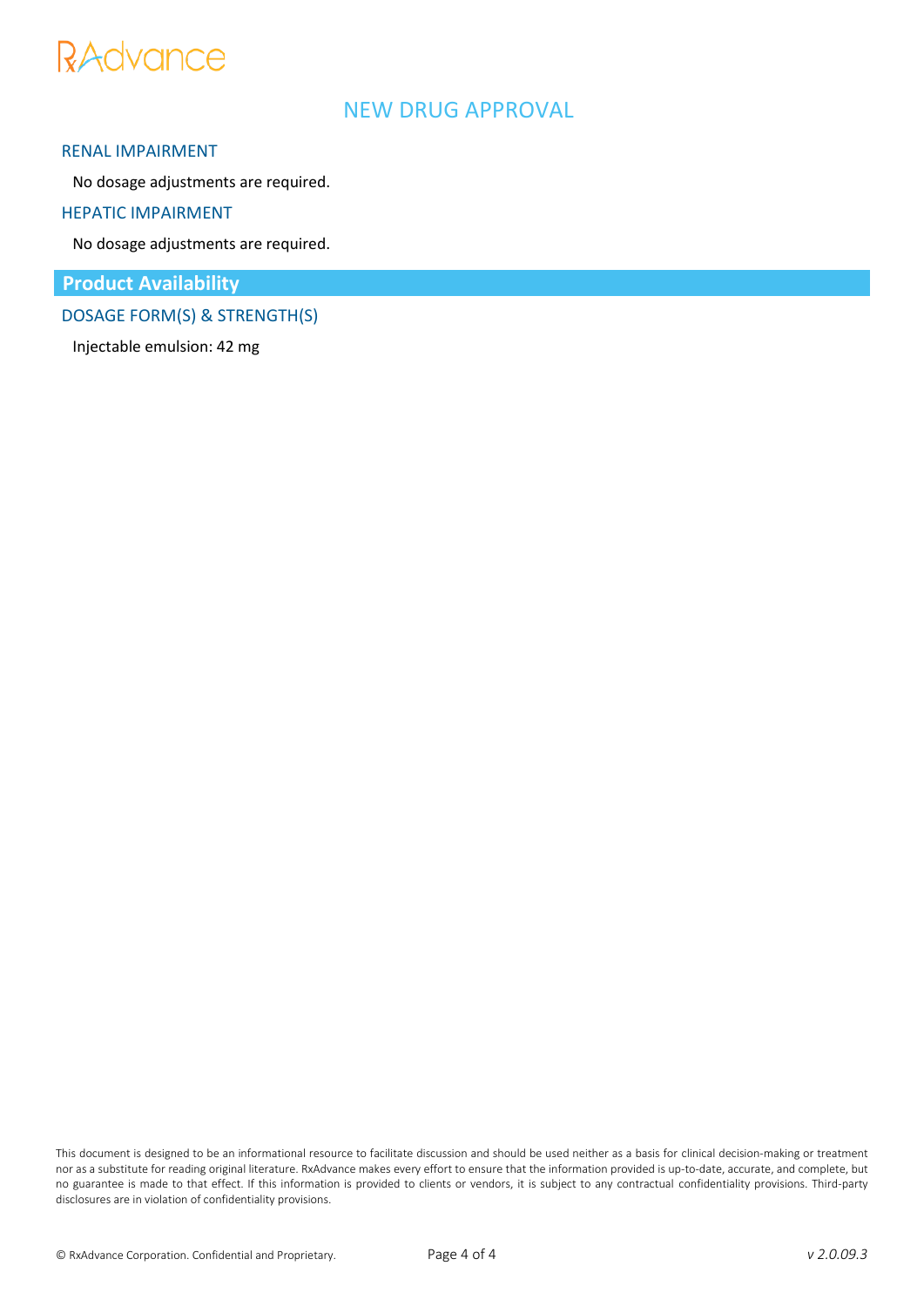# NEW DRUG APPROVAL

### RENAL IMPAIRMENT

No dosage adjustments are required.

### HEPATIC IMPAIRMENT

No dosage adjustments are required.

## Product Availability

### DOSAGE FORM(S) & STRENGTH(S)

Injectable emulsion: 42 mg

This document is designed to be an informational resource to facilitate discussion and should be used neither as a basis for clinical decision-making or treatment nor as a substitute for reading original literature. RxAdvance makes every effort to ensure that the information provided is up-to-date, accurate, and complete, but no guarantee is made to that effect. If this information is provided to clients or vendors, it is subject to any contractual confidentiality provisions. Third-party disclosures are in violation of confidentiality provisions.